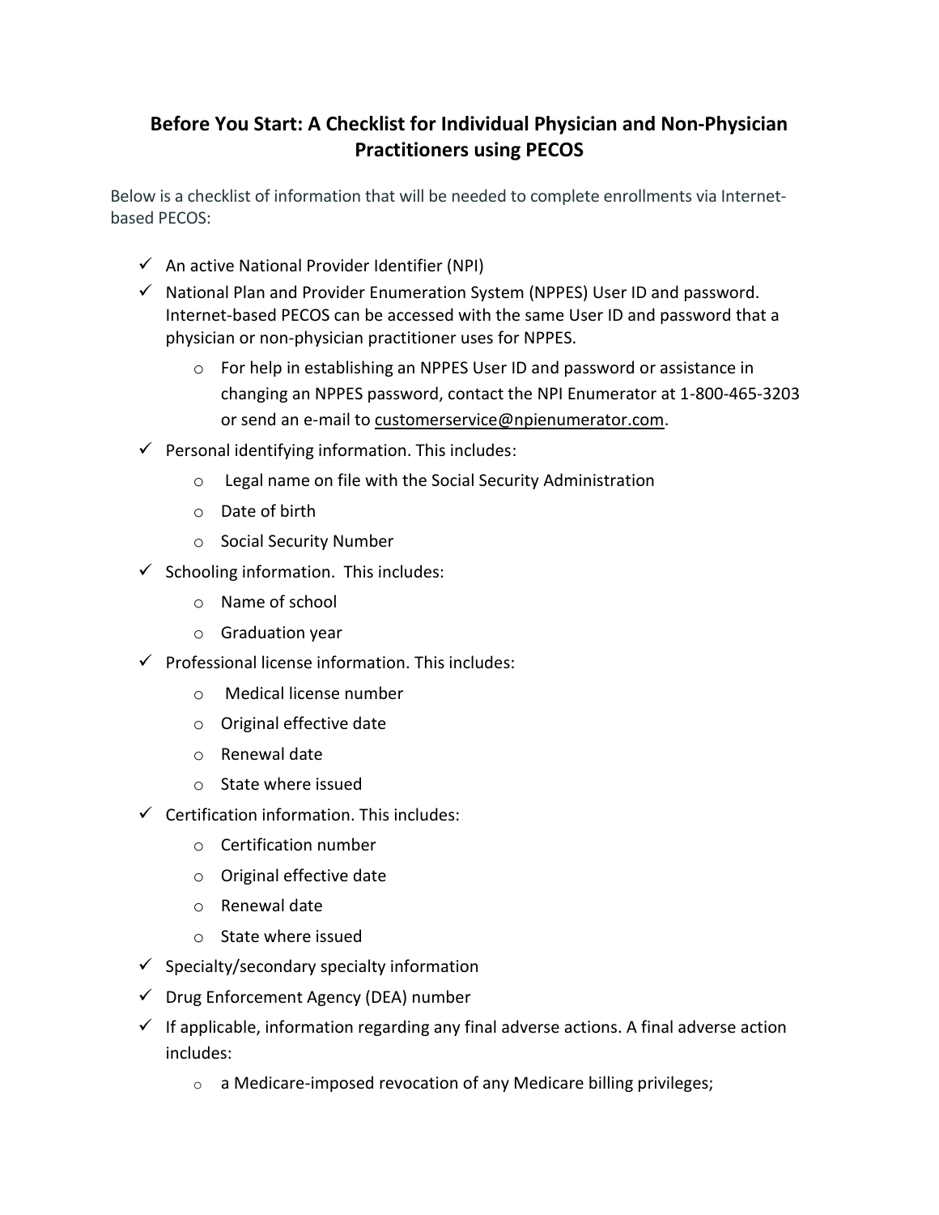# Before You Start: A Checklist for Individual Physician and Non-Physician Practitioners using PECOS

Below is a checklist of information that will be needed to complete enrollments via Internet-based PECOS:

- ✓ An active National Provider Identifier (NPI)
- ✓ National Plan and Provider Enumeration System (NPPES) User ID and password. Internet-based PECOS can be accessed with the same User ID and password that a physician or non-physician practitioner uses for NPPES.
  - For help in establishing an NPPES User ID and password or assistance in changing an NPPES password, contact the NPI Enumerator at 1-800-465-3203 or send an e-mail to customerservice@npienumerator.com.
- ✓ Personal identifying information. This includes:
  - Legal name on file with the Social Security Administration
  - Date of birth
  - Social Security Number
- ✓ Schooling information. This includes:
  - Name of school
  - Graduation year
- ✓ Professional license information. This includes:
  - Medical license number
  - Original effective date
  - Renewal date
  - State where issued
- ✓ Certification information. This includes:
  - Certification number
  - Original effective date
  - Renewal date
  - State where issued
- ✓ Specialty/secondary specialty information
- ✓ Drug Enforcement Agency (DEA) number
- ✓ If applicable, information regarding any final adverse actions. A final adverse action includes:
  - a Medicare-imposed revocation of any Medicare billing privileges;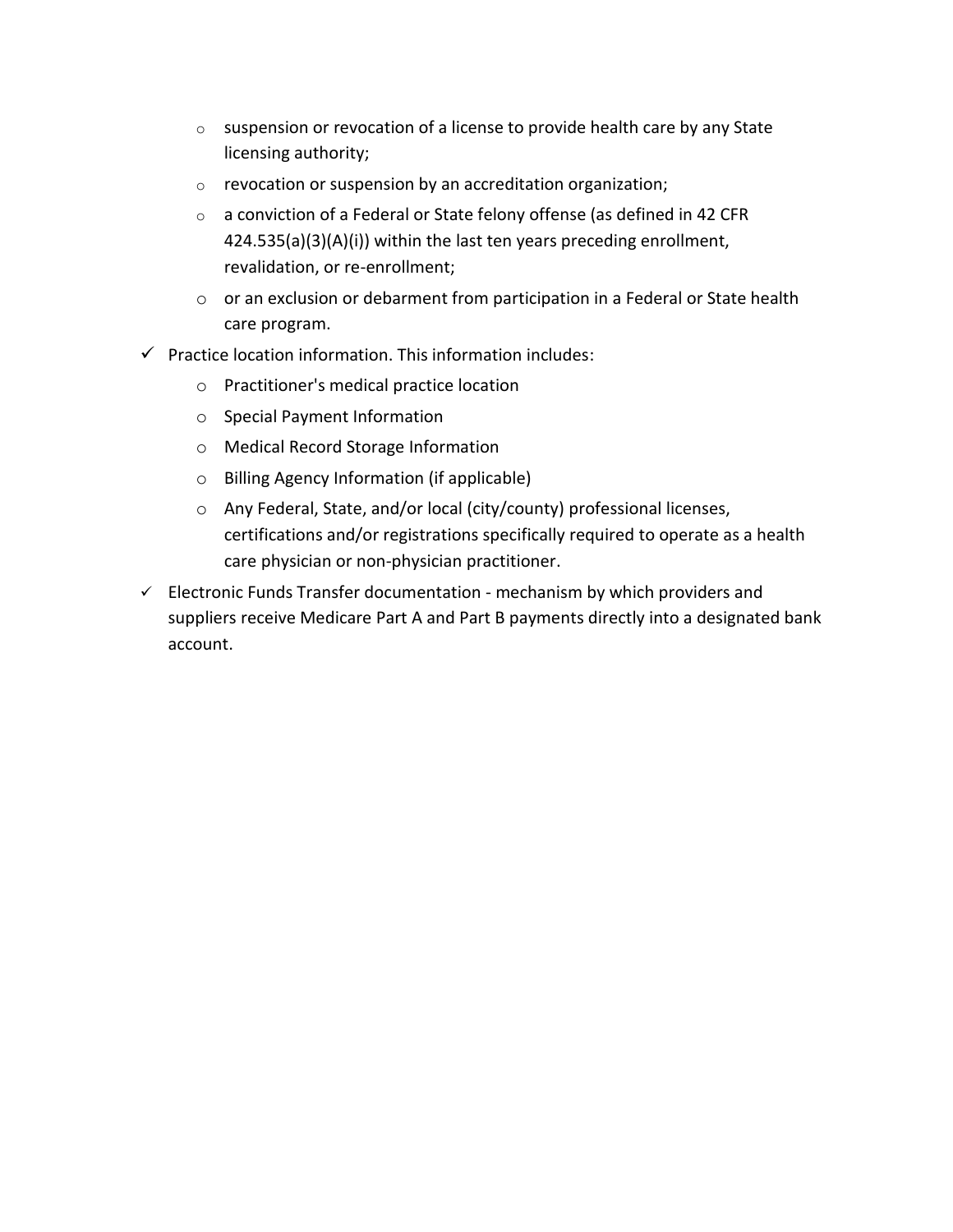- suspension or revocation of a license to provide health care by any State licensing authority;
    - revocation or suspension by an accreditation organization;
    - a conviction of a Federal or State felony offense (as defined in 42 CFR 424.535(a)(3)(A)(i)) within the last ten years preceding enrollment, revalidation, or re-enrollment;
    - or an exclusion or debarment from participation in a Federal or State health care program.
- ✓ Practice location information. This information includes:
    - Practitioner's medical practice location
    - Special Payment Information
    - Medical Record Storage Information
    - Billing Agency Information (if applicable)
    - Any Federal, State, and/or local (city/county) professional licenses, certifications and/or registrations specifically required to operate as a health care physician or non-physician practitioner.
- ✓ Electronic Funds Transfer documentation - mechanism by which providers and suppliers receive Medicare Part A and Part B payments directly into a designated bank account.